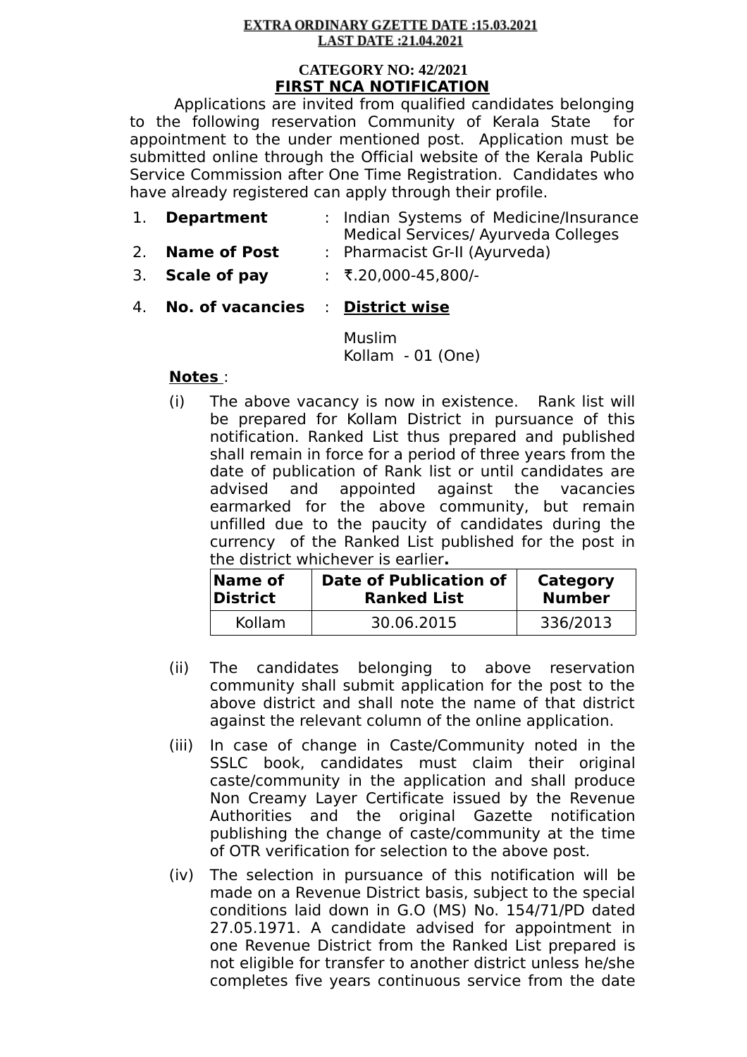**EXTRA ORDINARY GZETTE DATE :15.03.2021**
**LAST DATE :21.04.2021**

**CATEGORY NO: 42/2021**

**FIRST NCA NOTIFICATION**

Applications are invited from qualified candidates belonging to the following reservation Community of Kerala State for appointment to the under mentioned post. Application must be submitted online through the Official website of the Kerala Public Service Commission after One Time Registration. Candidates who have already registered can apply through their profile.

1. **Department** : Indian Systems of Medicine/Insurance Medical Services/ Ayurveda Colleges
2. **Name of Post** : Pharmacist Gr-II (Ayurveda)
3. **Scale of pay** : ₹.20,000-45,800/-
4. **No. of vacancies** : **District wise**

   Muslim
   Kollam - 01 (One)

**Notes** :

(i) The above vacancy is now in existence. Rank list will be prepared for Kollam District in pursuance of this notification. Ranked List thus prepared and published shall remain in force for a period of three years from the date of publication of Rank list or until candidates are advised and appointed against the vacancies earmarked for the above community, but remain unfilled due to the paucity of candidates during the currency of the Ranked List published for the post in the district whichever is earlier.

| Name of District | Date of Publication of Ranked List | Category Number |
|---|---|---|
| Kollam | 30.06.2015 | 336/2013 |

(ii) The candidates belonging to above reservation community shall submit application for the post to the above district and shall note the name of that district against the relevant column of the online application.

(iii) In case of change in Caste/Community noted in the SSLC book, candidates must claim their original caste/community in the application and shall produce Non Creamy Layer Certificate issued by the Revenue Authorities and the original Gazette notification publishing the change of caste/community at the time of OTR verification for selection to the above post.

(iv) The selection in pursuance of this notification will be made on a Revenue District basis, subject to the special conditions laid down in G.O (MS) No. 154/71/PD dated 27.05.1971. A candidate advised for appointment in one Revenue District from the Ranked List prepared is not eligible for transfer to another district unless he/she completes five years continuous service from the date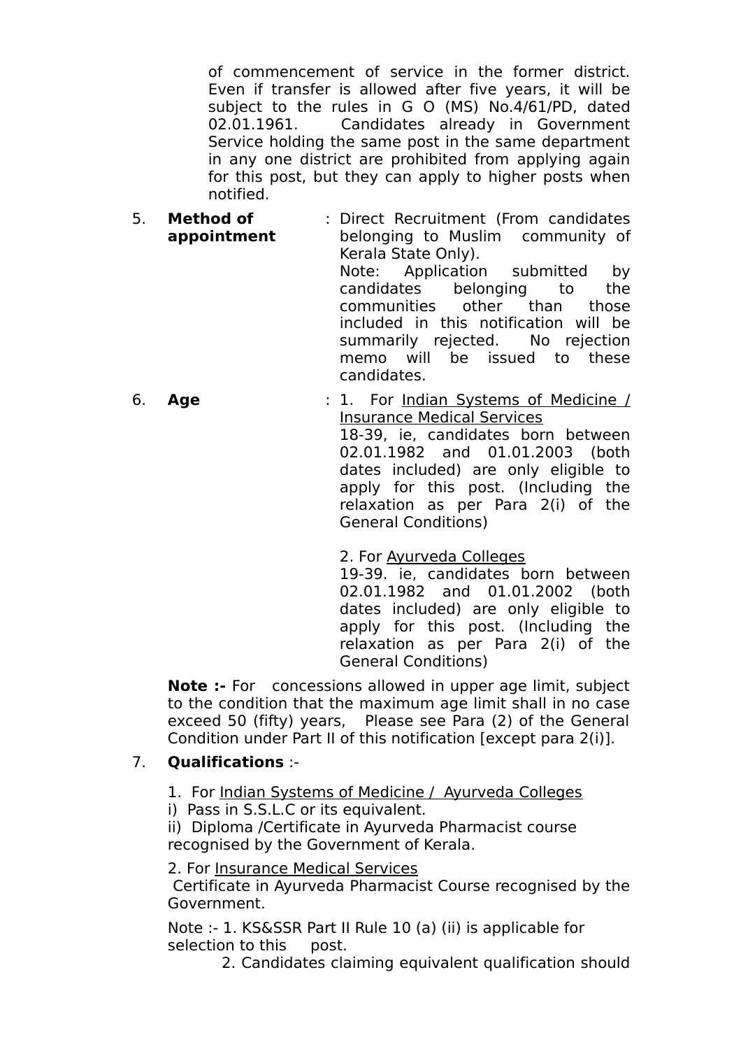of commencement of service in the former district. Even if transfer is allowed after five years, it will be subject to the rules in G O (MS) No.4/61/PD, dated 02.01.1961. Candidates already in Government Service holding the same post in the same department in any one district are prohibited from applying again for this post, but they can apply to higher posts when notified.

5. **Method of appointment** : Direct Recruitment (From candidates belonging to Muslim community of Kerala State Only).
   Note: Application submitted by candidates belonging to the communities other than those included in this notification will be summarily rejected. No rejection memo will be issued to these candidates.

6. **Age** : 1. For Indian Systems of Medicine / Insurance Medical Services
   18-39, ie, candidates born between 02.01.1982 and 01.01.2003 (both dates included) are only eligible to apply for this post. (Including the relaxation as per Para 2(i) of the General Conditions)

   2. For Ayurveda Colleges
   19-39. ie, candidates born between 02.01.1982 and 01.01.2002 (both dates included) are only eligible to apply for this post. (Including the relaxation as per Para 2(i) of the General Conditions)

   **Note :-** For concessions allowed in upper age limit, subject to the condition that the maximum age limit shall in no case exceed 50 (fifty) years, Please see Para (2) of the General Condition under Part II of this notification [except para 2(i)].

7. **Qualifications** :-

   1. For Indian Systems of Medicine / Ayurveda Colleges
   i) Pass in S.S.L.C or its equivalent.
   ii) Diploma /Certificate in Ayurveda Pharmacist course recognised by the Government of Kerala.

   2. For Insurance Medical Services
   Certificate in Ayurveda Pharmacist Course recognised by the Government.

   Note :- 1. KS&SSR Part II Rule 10 (a) (ii) is applicable for selection to this post.
   2. Candidates claiming equivalent qualification should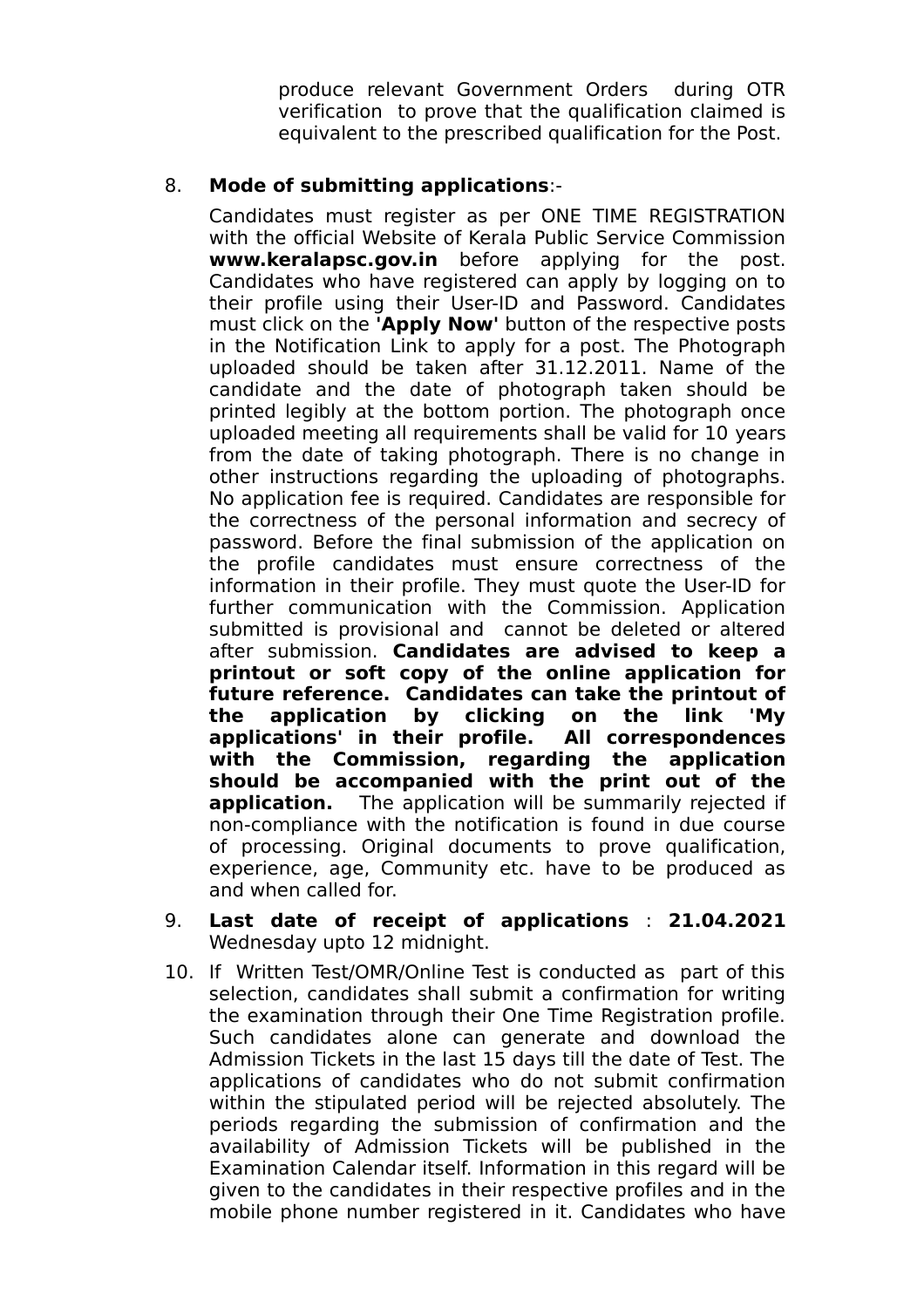produce relevant Government Orders during OTR verification to prove that the qualification claimed is equivalent to the prescribed qualification for the Post.

8. **Mode of submitting applications**:-

   Candidates must register as per ONE TIME REGISTRATION with the official Website of Kerala Public Service Commission **www.keralapsc.gov.in** before applying for the post. Candidates who have registered can apply by logging on to their profile using their User-ID and Password. Candidates must click on the **'Apply Now'** button of the respective posts in the Notification Link to apply for a post. The Photograph uploaded should be taken after 31.12.2011. Name of the candidate and the date of photograph taken should be printed legibly at the bottom portion. The photograph once uploaded meeting all requirements shall be valid for 10 years from the date of taking photograph. There is no change in other instructions regarding the uploading of photographs. No application fee is required. Candidates are responsible for the correctness of the personal information and secrecy of password. Before the final submission of the application on the profile candidates must ensure correctness of the information in their profile. They must quote the User-ID for further communication with the Commission. Application submitted is provisional and cannot be deleted or altered after submission. **Candidates are advised to keep a printout or soft copy of the online application for future reference. Candidates can take the printout of the application by clicking on the link 'My applications' in their profile. All correspondences with the Commission, regarding the application should be accompanied with the print out of the application.** The application will be summarily rejected if non-compliance with the notification is found in due course of processing. Original documents to prove qualification, experience, age, Community etc. have to be produced as and when called for.

9. **Last date of receipt of applications** : **21.04.2021** Wednesday upto 12 midnight.

10. If Written Test/OMR/Online Test is conducted as part of this selection, candidates shall submit a confirmation for writing the examination through their One Time Registration profile. Such candidates alone can generate and download the Admission Tickets in the last 15 days till the date of Test. The applications of candidates who do not submit confirmation within the stipulated period will be rejected absolutely. The periods regarding the submission of confirmation and the availability of Admission Tickets will be published in the Examination Calendar itself. Information in this regard will be given to the candidates in their respective profiles and in the mobile phone number registered in it. Candidates who have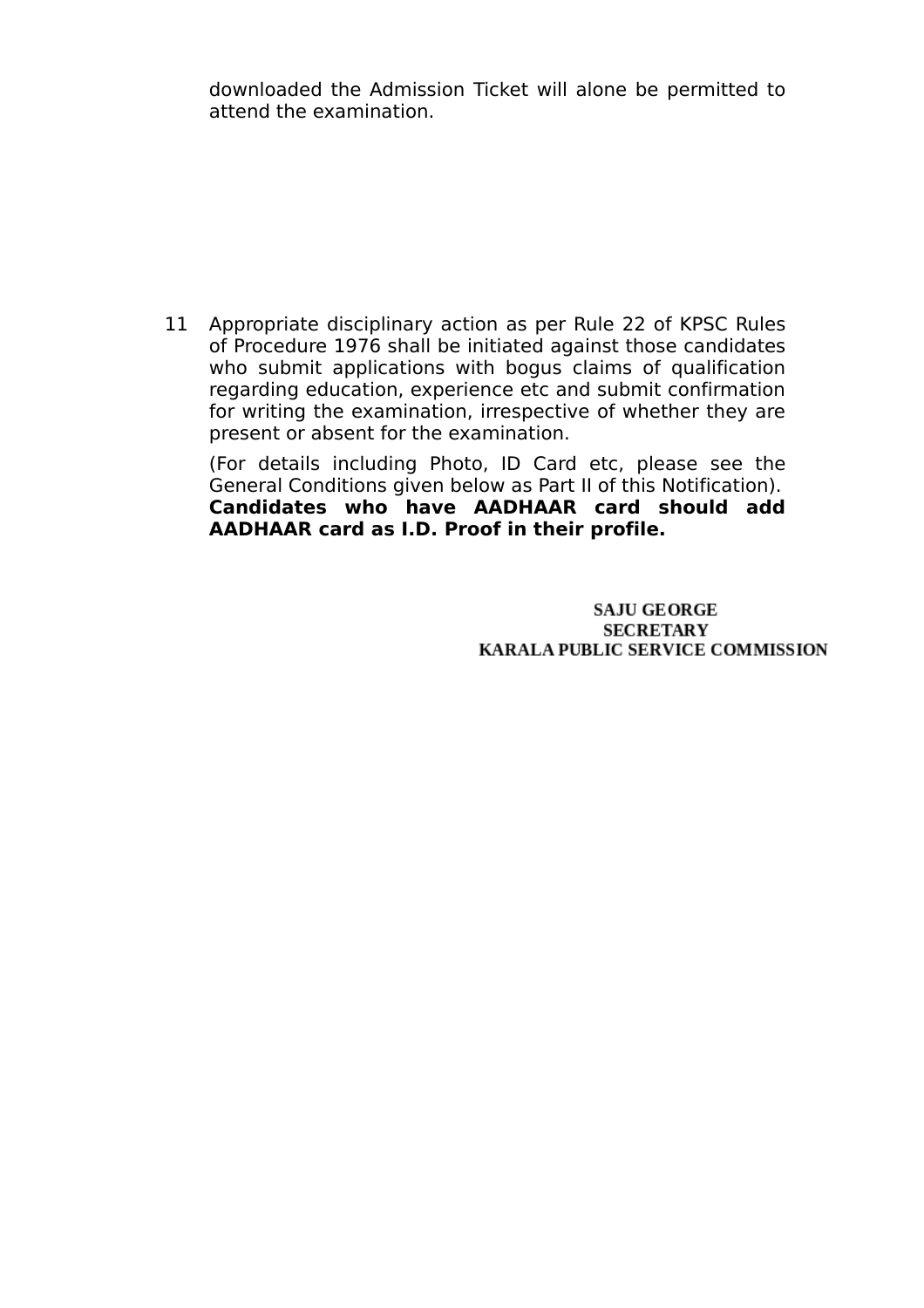downloaded the Admission Ticket will alone be permitted to attend the examination.

11 Appropriate disciplinary action as per Rule 22 of KPSC Rules of Procedure 1976 shall be initiated against those candidates who submit applications with bogus claims of qualification regarding education, experience etc and submit confirmation for writing the examination, irrespective of whether they are present or absent for the examination.

(For details including Photo, ID Card etc, please see the General Conditions given below as Part II of this Notification). **Candidates who have AADHAAR card should add AADHAAR card as I.D. Proof in their profile.**

**SAJU GEORGE**
**SECRETARY**
**KARALA PUBLIC SERVICE COMMISSION**